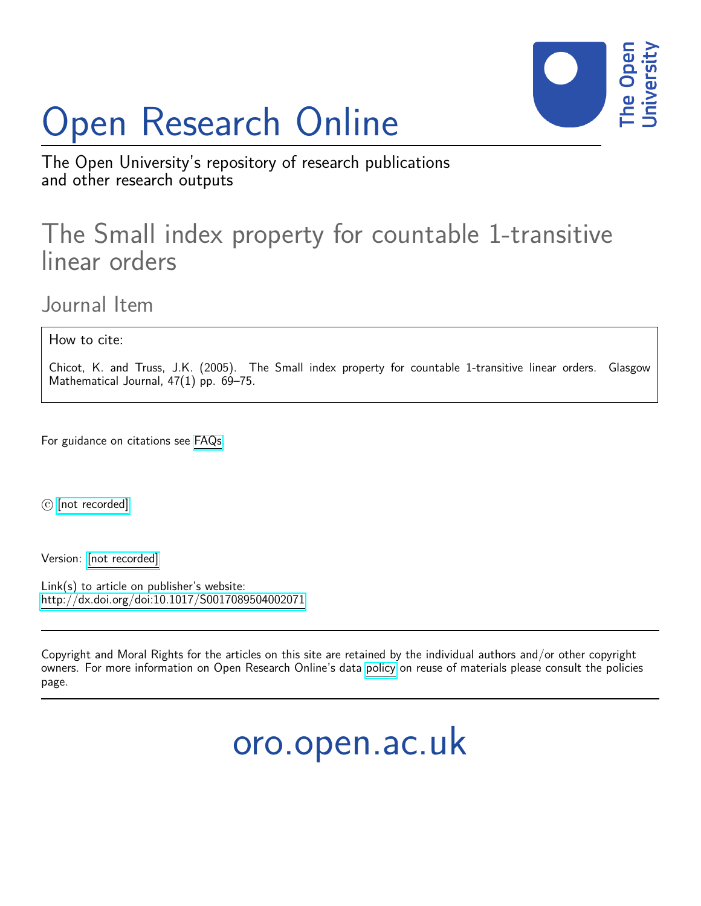# Open Research Online

The Open University's repository of research publications and other research outputs

## The Small index property for countable 1-transitive linear orders

### Journal Item

How to cite:

Chicot, K. and Truss, J.K. (2005). The Small index property for countable 1-transitive linear orders. Glasgow Mathematical Journal, 47(1) pp. 69–75.

For guidance on citations see FAQs.

© [not recorded]

Version: [not recorded]

Link(s) to article on publisher's website:
http://dx.doi.org/doi:10.1017/S0017089504002071

Copyright and Moral Rights for the articles on this site are retained by the individual authors and/or other copyright owners. For more information on Open Research Online's data policy on reuse of materials please consult the policies page.

oro.open.ac.uk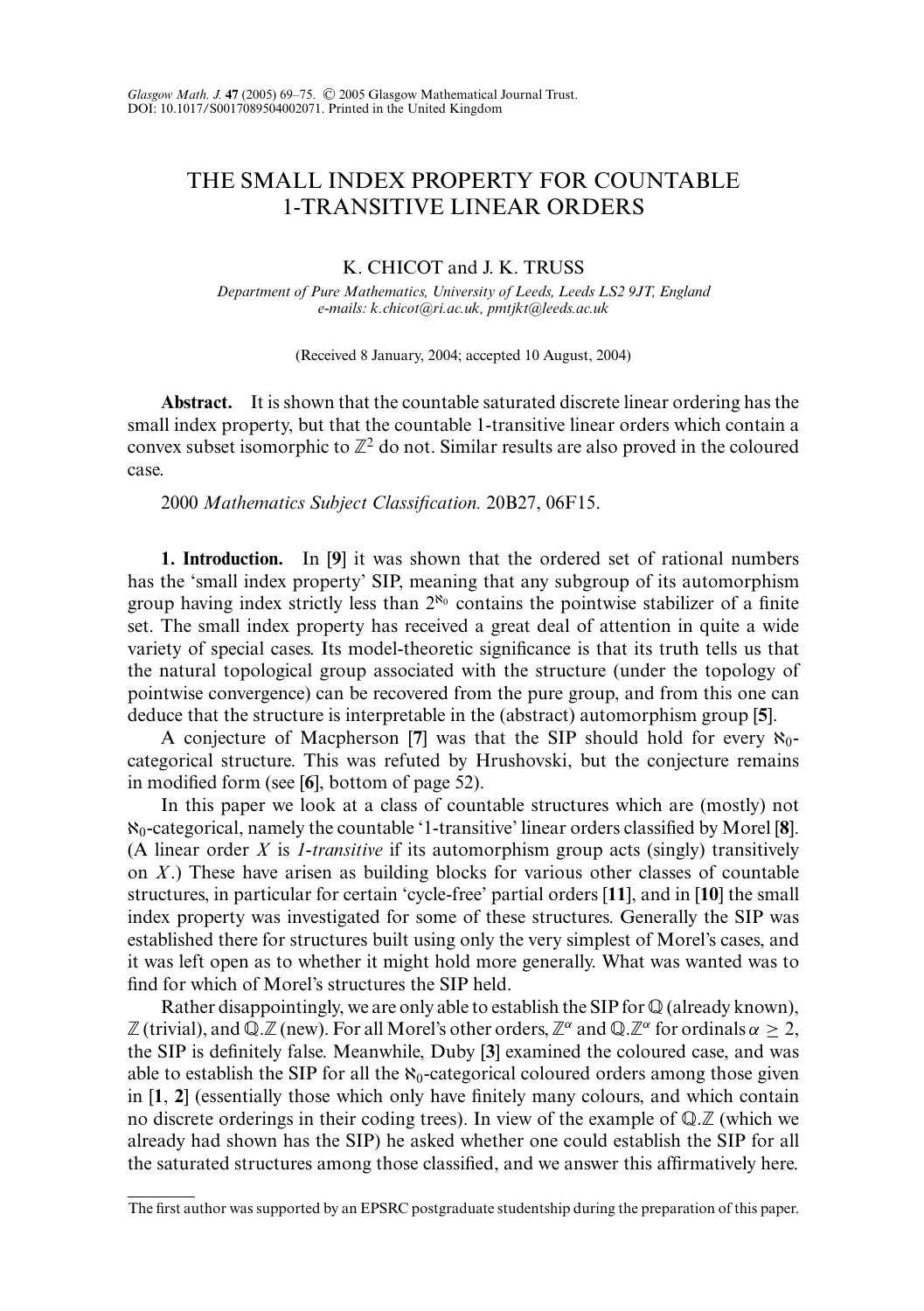# THE SMALL INDEX PROPERTY FOR COUNTABLE 1-TRANSITIVE LINEAR ORDERS

K. CHICOT and J. K. TRUSS

*Department of Pure Mathematics, University of Leeds, Leeds LS2 9JT, England*
*e-mails: k.chicot@ri.ac.uk, pmtjkt@leeds.ac.uk*

(Received 8 January, 2004; accepted 10 August, 2004)

**Abstract.** It is shown that the countable saturated discrete linear ordering has the small index property, but that the countable 1-transitive linear orders which contain a convex subset isomorphic to $\mathbb{Z}^2$ do not. Similar results are also proved in the coloured case.

2000 *Mathematics Subject Classification.* 20B27, 06F15.

**1. Introduction.** In [**9**] it was shown that the ordered set of rational numbers has the 'small index property' SIP, meaning that any subgroup of its automorphism group having index strictly less than $2^{\aleph_0}$ contains the pointwise stabilizer of a finite set. The small index property has received a great deal of attention in quite a wide variety of special cases. Its model-theoretic significance is that its truth tells us that the natural topological group associated with the structure (under the topology of pointwise convergence) can be recovered from the pure group, and from this one can deduce that the structure is interpretable in the (abstract) automorphism group [**5**].

A conjecture of Macpherson [**7**] was that the SIP should hold for every $\aleph_0$-categorical structure. This was refuted by Hrushovski, but the conjecture remains in modified form (see [**6**], bottom of page 52).

In this paper we look at a class of countable structures which are (mostly) not $\aleph_0$-categorical, namely the countable '1-transitive' linear orders classified by Morel [**8**]. (A linear order $X$ is *1-transitive* if its automorphism group acts (singly) transitively on $X$.) These have arisen as building blocks for various other classes of countable structures, in particular for certain 'cycle-free' partial orders [**11**], and in [**10**] the small index property was investigated for some of these structures. Generally the SIP was established there for structures built using only the very simplest of Morel's cases, and it was left open as to whether it might hold more generally. What was wanted was to find for which of Morel's structures the SIP held.

Rather disappointingly, we are only able to establish the SIP for $\mathbb{Q}$ (already known), $\mathbb{Z}$ (trivial), and $\mathbb{Q}.\mathbb{Z}$ (new). For all Morel's other orders, $\mathbb{Z}^{\alpha}$ and $\mathbb{Q}.\mathbb{Z}^{\alpha}$ for ordinals $\alpha \geq 2$, the SIP is definitely false. Meanwhile, Duby [**3**] examined the coloured case, and was able to establish the SIP for all the $\aleph_0$-categorical coloured orders among those given in [**1**, **2**] (essentially those which only have finitely many colours, and which contain no discrete orderings in their coding trees). In view of the example of $\mathbb{Q}.\mathbb{Z}$ (which we already had shown has the SIP) he asked whether one could establish the SIP for all the saturated structures among those classified, and we answer this affirmatively here.

---

The first author was supported by an EPSRC postgraduate studentship during the preparation of this paper.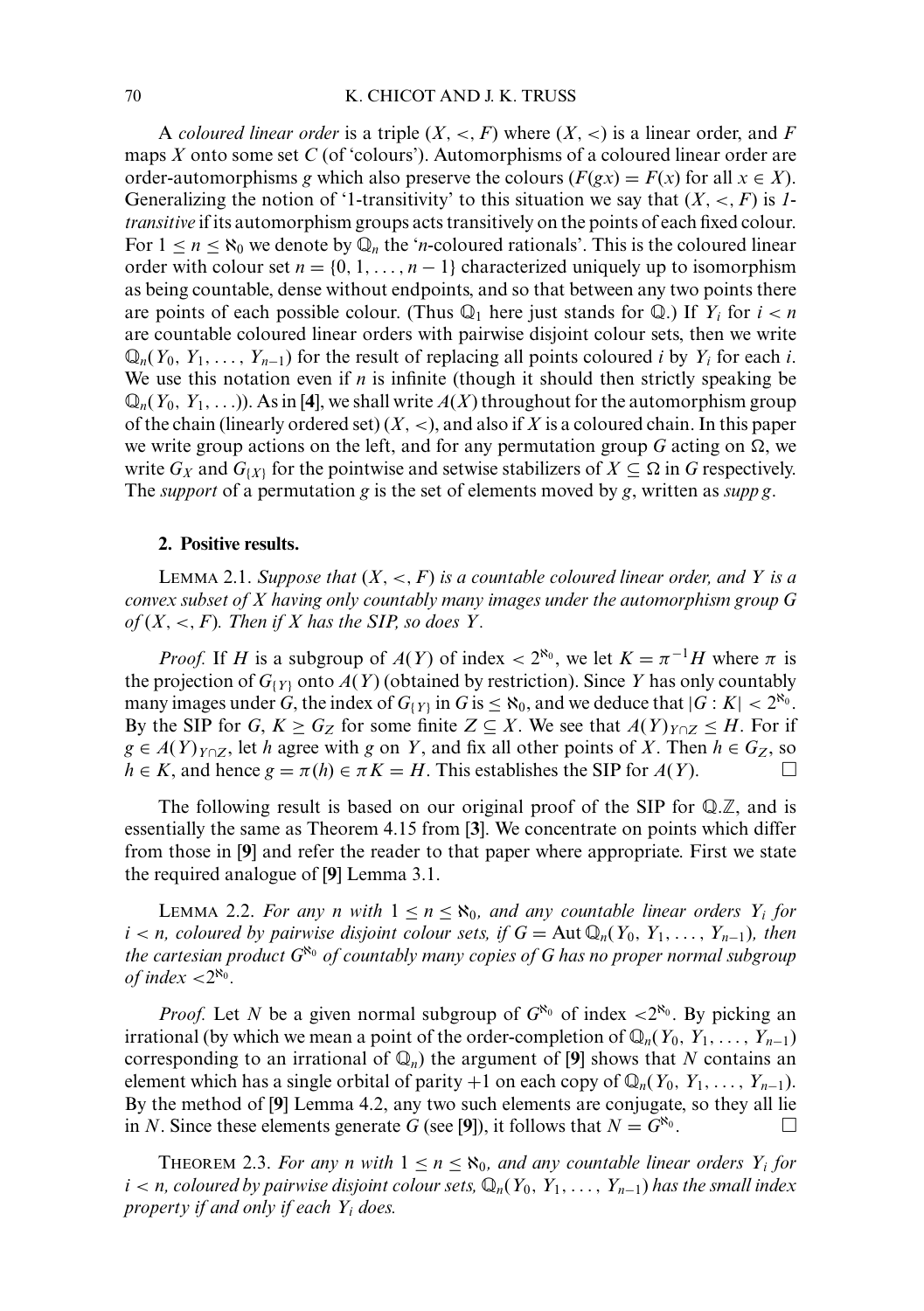A *coloured linear order* is a triple $(X, <, F)$ where $(X, <)$ is a linear order, and $F$ maps $X$ onto some set $C$ (of 'colours'). Automorphisms of a coloured linear order are order-automorphisms $g$ which also preserve the colours ($F(gx) = F(x)$ for all $x \in X$). Generalizing the notion of '1-transitivity' to this situation we say that $(X, <, F)$ is *1-transitive* if its automorphism groups acts transitively on the points of each fixed colour. For $1 \leq n \leq \aleph_0$ we denote by $\mathbb{Q}_n$ the '$n$-coloured rationals'. This is the coloured linear order with colour set $n = \{0, 1, \ldots, n-1\}$ characterized uniquely up to isomorphism as being countable, dense without endpoints, and so that between any two points there are points of each possible colour. (Thus $\mathbb{Q}_1$ here just stands for $\mathbb{Q}$.) If $Y_i$ for $i < n$ are countable coloured linear orders with pairwise disjoint colour sets, then we write $\mathbb{Q}_n(Y_0, Y_1, \ldots, Y_{n-1})$ for the result of replacing all points coloured $i$ by $Y_i$ for each $i$. We use this notation even if $n$ is infinite (though it should then strictly speaking be $\mathbb{Q}_n(Y_0, Y_1, \ldots)$). As in [4], we shall write $A(X)$ throughout for the automorphism group of the chain (linearly ordered set) $(X, <)$, and also if $X$ is a coloured chain. In this paper we write group actions on the left, and for any permutation group $G$ acting on $\Omega$, we write $G_X$ and $G_{\{X\}}$ for the pointwise and setwise stabilizers of $X \subseteq \Omega$ in $G$ respectively. The *support* of a permutation $g$ is the set of elements moved by $g$, written as *supp* $g$.

## 2. Positive results.

LEMMA 2.1. *Suppose that $(X, <, F)$ is a countable coloured linear order, and $Y$ is a convex subset of $X$ having only countably many images under the automorphism group $G$ of $(X, <, F)$. Then if $X$ has the SIP, so does $Y$.*

*Proof.* If $H$ is a subgroup of $A(Y)$ of index $< 2^{\aleph_0}$, we let $K = \pi^{-1}H$ where $\pi$ is the projection of $G_{\{Y\}}$ onto $A(Y)$ (obtained by restriction). Since $Y$ has only countably many images under $G$, the index of $G_{\{Y\}}$ in $G$ is $\leq \aleph_0$, and we deduce that $|G : K| < 2^{\aleph_0}$. By the SIP for $G$, $K \geq G_Z$ for some finite $Z \subseteq X$. We see that $A(Y)_{Y \cap Z} \leq H$. For if $g \in A(Y)_{Y \cap Z}$, let $h$ agree with $g$ on $Y$, and fix all other points of $X$. Then $h \in G_Z$, so $h \in K$, and hence $g = \pi(h) \in \pi K = H$. This establishes the SIP for $A(Y)$. □

The following result is based on our original proof of the SIP for $\mathbb{Q}.\mathbb{Z}$, and is essentially the same as Theorem 4.15 from [3]. We concentrate on points which differ from those in [9] and refer the reader to that paper where appropriate. First we state the required analogue of [9] Lemma 3.1.

LEMMA 2.2. *For any $n$ with $1 \leq n \leq \aleph_0$, and any countable linear orders $Y_i$ for $i < n$, coloured by pairwise disjoint colour sets, if $G = \text{Aut}\,\mathbb{Q}_n(Y_0, Y_1, \ldots, Y_{n-1})$, then the cartesian product $G^{\aleph_0}$ of countably many copies of $G$ has no proper normal subgroup of index $<2^{\aleph_0}$.*

*Proof.* Let $N$ be a given normal subgroup of $G^{\aleph_0}$ of index $<2^{\aleph_0}$. By picking an irrational (by which we mean a point of the order-completion of $\mathbb{Q}_n(Y_0, Y_1, \ldots, Y_{n-1})$ corresponding to an irrational of $\mathbb{Q}_n$) the argument of [9] shows that $N$ contains an element which has a single orbital of parity $+1$ on each copy of $\mathbb{Q}_n(Y_0, Y_1, \ldots, Y_{n-1})$. By the method of [9] Lemma 4.2, any two such elements are conjugate, so they all lie in $N$. Since these elements generate $G$ (see [9]), it follows that $N = G^{\aleph_0}$. □

THEOREM 2.3. *For any $n$ with $1 \leq n \leq \aleph_0$, and any countable linear orders $Y_i$ for $i < n$, coloured by pairwise disjoint colour sets, $\mathbb{Q}_n(Y_0, Y_1, \ldots, Y_{n-1})$ has the small index property if and only if each $Y_i$ does.*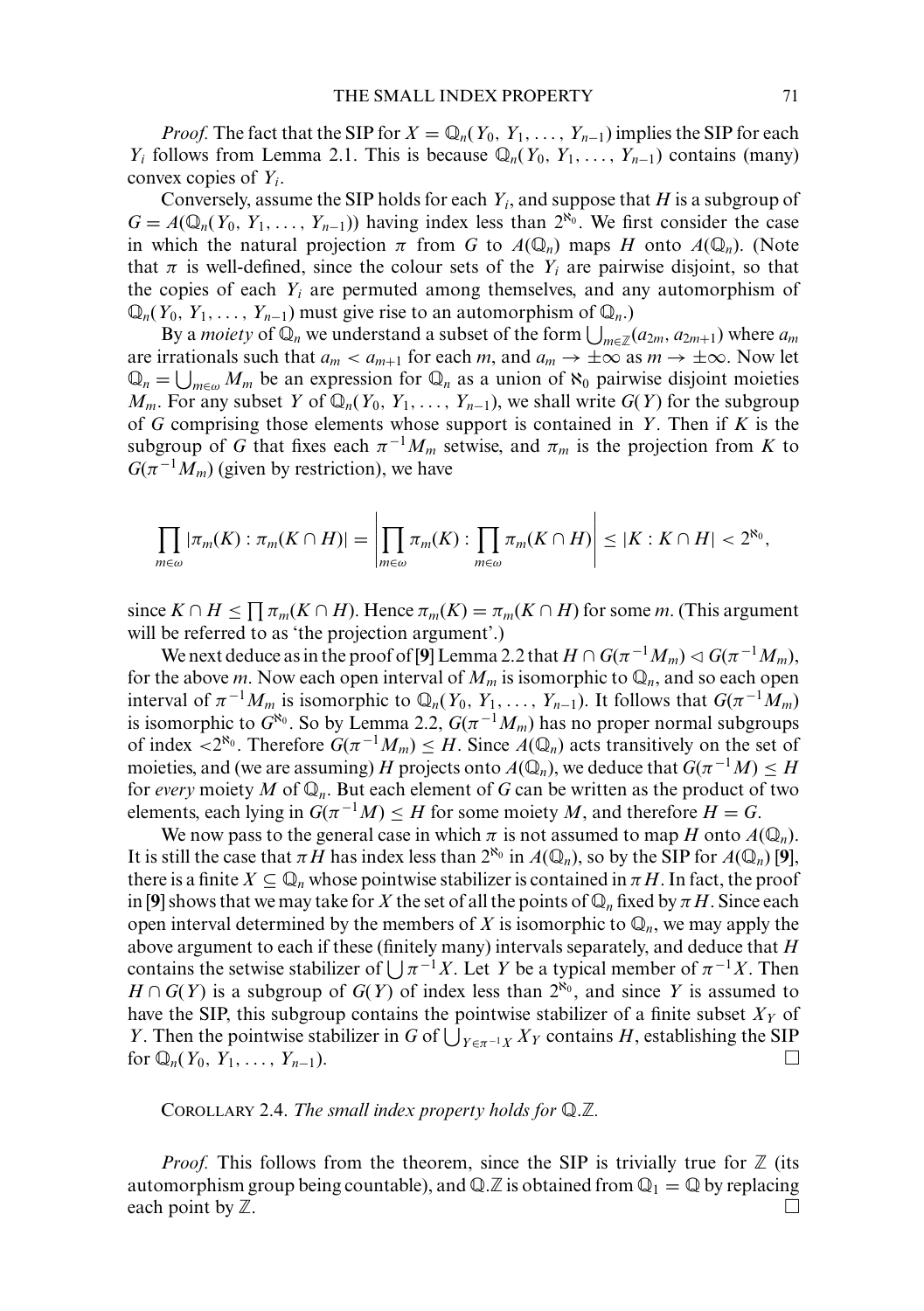*Proof.* The fact that the SIP for $X = \mathbb{Q}_n(Y_0, Y_1, \ldots, Y_{n-1})$ implies the SIP for each $Y_i$ follows from Lemma 2.1. This is because $\mathbb{Q}_n(Y_0, Y_1, \ldots, Y_{n-1})$ contains (many) convex copies of $Y_i$.

Conversely, assume the SIP holds for each $Y_i$, and suppose that $H$ is a subgroup of $G = A(\mathbb{Q}_n(Y_0, Y_1, \ldots, Y_{n-1}))$ having index less than $2^{\aleph_0}$. We first consider the case in which the natural projection $\pi$ from $G$ to $A(\mathbb{Q}_n)$ maps $H$ onto $A(\mathbb{Q}_n)$. (Note that $\pi$ is well-defined, since the colour sets of the $Y_i$ are pairwise disjoint, so that the copies of each $Y_i$ are permuted among themselves, and any automorphism of $\mathbb{Q}_n(Y_0, Y_1, \ldots, Y_{n-1})$ must give rise to an automorphism of $\mathbb{Q}_n$.)

By a *moiety* of $\mathbb{Q}_n$ we understand a subset of the form $\bigcup_{m \in \mathbb{Z}}(a_{2m}, a_{2m+1})$ where $a_m$ are irrationals such that $a_m < a_{m+1}$ for each $m$, and $a_m \to \pm\infty$ as $m \to \pm\infty$. Now let $\mathbb{Q}_n = \bigcup_{m \in \omega} M_m$ be an expression for $\mathbb{Q}_n$ as a union of $\aleph_0$ pairwise disjoint moieties $M_m$. For any subset $Y$ of $\mathbb{Q}_n(Y_0, Y_1, \ldots, Y_{n-1})$, we shall write $G(Y)$ for the subgroup of $G$ comprising those elements whose support is contained in $Y$. Then if $K$ is the subgroup of $G$ that fixes each $\pi^{-1}M_m$ setwise, and $\pi_m$ is the projection from $K$ to $G(\pi^{-1}M_m)$ (given by restriction), we have

$$\prod_{m \in \omega} |\pi_m(K) : \pi_m(K \cap H)| = \left| \prod_{m \in \omega} \pi_m(K) : \prod_{m \in \omega} \pi_m(K \cap H) \right| \leq |K : K \cap H| < 2^{\aleph_0},$$

since $K \cap H \leq \prod \pi_m(K \cap H)$. Hence $\pi_m(K) = \pi_m(K \cap H)$ for some $m$. (This argument will be referred to as 'the projection argument'.)

We next deduce as in the proof of [**9**] Lemma 2.2 that $H \cap G(\pi^{-1}M_m) \lhd G(\pi^{-1}M_m)$, for the above $m$. Now each open interval of $M_m$ is isomorphic to $\mathbb{Q}_n$, and so each open interval of $\pi^{-1}M_m$ is isomorphic to $\mathbb{Q}_n(Y_0, Y_1, \ldots, Y_{n-1})$. It follows that $G(\pi^{-1}M_m)$ is isomorphic to $G^{\aleph_0}$. So by Lemma 2.2, $G(\pi^{-1}M_m)$ has no proper normal subgroups of index $< 2^{\aleph_0}$. Therefore $G(\pi^{-1}M_m) \leq H$. Since $A(\mathbb{Q}_n)$ acts transitively on the set of moieties, and (we are assuming) $H$ projects onto $A(\mathbb{Q}_n)$, we deduce that $G(\pi^{-1}M) \leq H$ for *every* moiety $M$ of $\mathbb{Q}_n$. But each element of $G$ can be written as the product of two elements, each lying in $G(\pi^{-1}M) \leq H$ for some moiety $M$, and therefore $H = G$.

We now pass to the general case in which $\pi$ is not assumed to map $H$ onto $A(\mathbb{Q}_n)$. It is still the case that $\pi H$ has index less than $2^{\aleph_0}$ in $A(\mathbb{Q}_n)$, so by the SIP for $A(\mathbb{Q}_n)$ [**9**], there is a finite $X \subseteq \mathbb{Q}_n$ whose pointwise stabilizer is contained in $\pi H$. In fact, the proof in [**9**] shows that we may take for $X$ the set of all the points of $\mathbb{Q}_n$ fixed by $\pi H$. Since each open interval determined by the members of $X$ is isomorphic to $\mathbb{Q}_n$, we may apply the above argument to each if these (finitely many) intervals separately, and deduce that $H$ contains the setwise stabilizer of $\bigcup \pi^{-1}X$. Let $Y$ be a typical member of $\pi^{-1}X$. Then $H \cap G(Y)$ is a subgroup of $G(Y)$ of index less than $2^{\aleph_0}$, and since $Y$ is assumed to have the SIP, this subgroup contains the pointwise stabilizer of a finite subset $X_Y$ of $Y$. Then the pointwise stabilizer in $G$ of $\bigcup_{Y \in \pi^{-1}X} X_Y$ contains $H$, establishing the SIP for $\mathbb{Q}_n(Y_0, Y_1, \ldots, Y_{n-1})$. □

COROLLARY 2.4. *The small index property holds for* $\mathbb{Q}.\mathbb{Z}$.

*Proof.* This follows from the theorem, since the SIP is trivially true for $\mathbb{Z}$ (its automorphism group being countable), and $\mathbb{Q}.\mathbb{Z}$ is obtained from $\mathbb{Q}_1 = \mathbb{Q}$ by replacing each point by $\mathbb{Z}$. □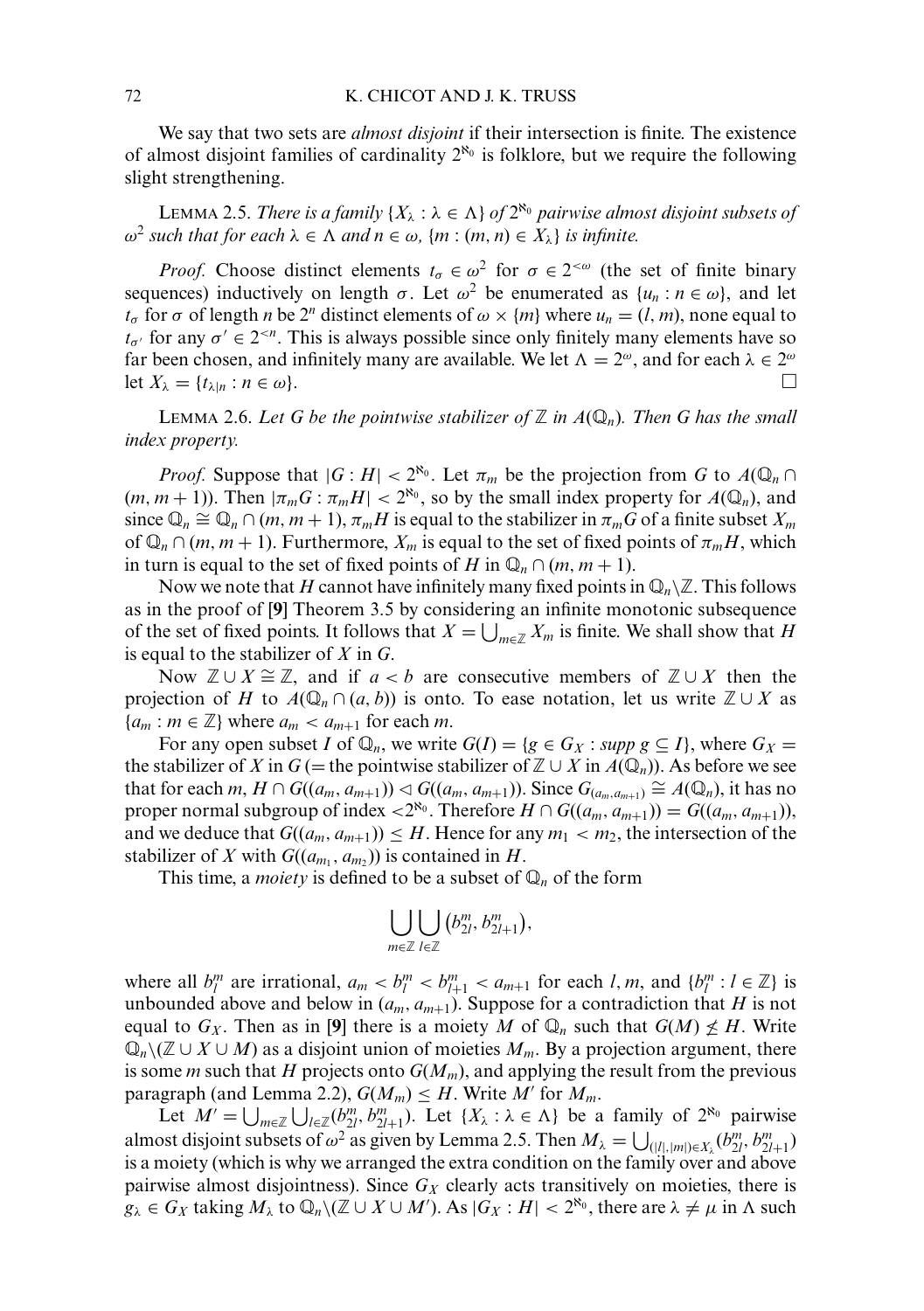We say that two sets are *almost disjoint* if their intersection is finite. The existence of almost disjoint families of cardinality $2^{\aleph_0}$ is folklore, but we require the following slight strengthening.

LEMMA 2.5. *There is a family $\{X_\lambda : \lambda \in \Lambda\}$ of $2^{\aleph_0}$ pairwise almost disjoint subsets of $\omega^2$ such that for each $\lambda \in \Lambda$ and $n \in \omega$, $\{m : (m, n) \in X_\lambda\}$ is infinite.*

*Proof.* Choose distinct elements $t_\sigma \in \omega^2$ for $\sigma \in 2^{<\omega}$ (the set of finite binary sequences) inductively on length $\sigma$. Let $\omega^2$ be enumerated as $\{u_n : n \in \omega\}$, and let $t_\sigma$ for $\sigma$ of length $n$ be $2^n$ distinct elements of $\omega \times \{m\}$ where $u_n = (l, m)$, none equal to $t_{\sigma'}$ for any $\sigma' \in 2^{<n}$. This is always possible since only finitely many elements have so far been chosen, and infinitely many are available. We let $\Lambda = 2^\omega$, and for each $\lambda \in 2^\omega$ let $X_\lambda = \{t_{\lambda|n} : n \in \omega\}$. □

LEMMA 2.6. *Let $G$ be the pointwise stabilizer of $\mathbb{Z}$ in $A(\mathbb{Q}_n)$. Then $G$ has the small index property.*

*Proof.* Suppose that $|G : H| < 2^{\aleph_0}$. Let $\pi_m$ be the projection from $G$ to $A(\mathbb{Q}_n \cap (m, m+1))$. Then $|\pi_m G : \pi_m H| < 2^{\aleph_0}$, so by the small index property for $A(\mathbb{Q}_n)$, and since $\mathbb{Q}_n \cong \mathbb{Q}_n \cap (m, m+1)$, $\pi_m H$ is equal to the stabilizer in $\pi_m G$ of a finite subset $X_m$ of $\mathbb{Q}_n \cap (m, m+1)$. Furthermore, $X_m$ is equal to the set of fixed points of $\pi_m H$, which in turn is equal to the set of fixed points of $H$ in $\mathbb{Q}_n \cap (m, m+1)$.

Now we note that $H$ cannot have infinitely many fixed points in $\mathbb{Q}_n \setminus \mathbb{Z}$. This follows as in the proof of [9] Theorem 3.5 by considering an infinite monotonic subsequence of the set of fixed points. It follows that $X = \bigcup_{m \in \mathbb{Z}} X_m$ is finite. We shall show that $H$ is equal to the stabilizer of $X$ in $G$.

Now $\mathbb{Z} \cup X \cong \mathbb{Z}$, and if $a < b$ are consecutive members of $\mathbb{Z} \cup X$ then the projection of $H$ to $A(\mathbb{Q}_n \cap (a, b))$ is onto. To ease notation, let us write $\mathbb{Z} \cup X$ as $\{a_m : m \in \mathbb{Z}\}$ where $a_m < a_{m+1}$ for each $m$.

For any open subset $I$ of $\mathbb{Q}_n$, we write $G(I) = \{g \in G_X : supp\ g \subseteq I\}$, where $G_X =$ the stabilizer of $X$ in $G$ (= the pointwise stabilizer of $\mathbb{Z} \cup X$ in $A(\mathbb{Q}_n)$). As before we see that for each $m$, $H \cap G((a_m, a_{m+1})) \lhd G((a_m, a_{m+1}))$. Since $G_{(a_m, a_{m+1})} \cong A(\mathbb{Q}_n)$, it has no proper normal subgroup of index $< 2^{\aleph_0}$. Therefore $H \cap G((a_m, a_{m+1})) = G((a_m, a_{m+1}))$, and we deduce that $G((a_m, a_{m+1})) \leq H$. Hence for any $m_1 < m_2$, the intersection of the stabilizer of $X$ with $G((a_{m_1}, a_{m_2}))$ is contained in $H$.

This time, a *moiety* is defined to be a subset of $\mathbb{Q}_n$ of the form

$$\bigcup_{m \in \mathbb{Z}} \bigcup_{l \in \mathbb{Z}} (b^m_{2l}, b^m_{2l+1}),$$

where all $b^m_l$ are irrational, $a_m < b^m_l < b^m_{l+1} < a_{m+1}$ for each $l, m$, and $\{b^m_l : l \in \mathbb{Z}\}$ is unbounded above and below in $(a_m, a_{m+1})$. Suppose for a contradiction that $H$ is not equal to $G_X$. Then as in [9] there is a moiety $M$ of $\mathbb{Q}_n$ such that $G(M) \not\leq H$. Write $\mathbb{Q}_n \setminus (\mathbb{Z} \cup X \cup M)$ as a disjoint union of moieties $M_m$. By a projection argument, there is some $m$ such that $H$ projects onto $G(M_m)$, and applying the result from the previous paragraph (and Lemma 2.2), $G(M_m) \leq H$. Write $M'$ for $M_m$.

Let $M' = \bigcup_{m \in \mathbb{Z}} \bigcup_{l \in \mathbb{Z}} (b^m_{2l}, b^m_{2l+1})$. Let $\{X_\lambda : \lambda \in \Lambda\}$ be a family of $2^{\aleph_0}$ pairwise almost disjoint subsets of $\omega^2$ as given by Lemma 2.5. Then $M_\lambda = \bigcup_{(|l|,|m|) \in X_\lambda} (b^m_{2l}, b^m_{2l+1})$ is a moiety (which is why we arranged the extra condition on the family over and above pairwise almost disjointness). Since $G_X$ clearly acts transitively on moieties, there is $g_\lambda \in G_X$ taking $M_\lambda$ to $\mathbb{Q}_n \setminus (\mathbb{Z} \cup X \cup M')$. As $|G_X : H| < 2^{\aleph_0}$, there are $\lambda \neq \mu$ in $\Lambda$ such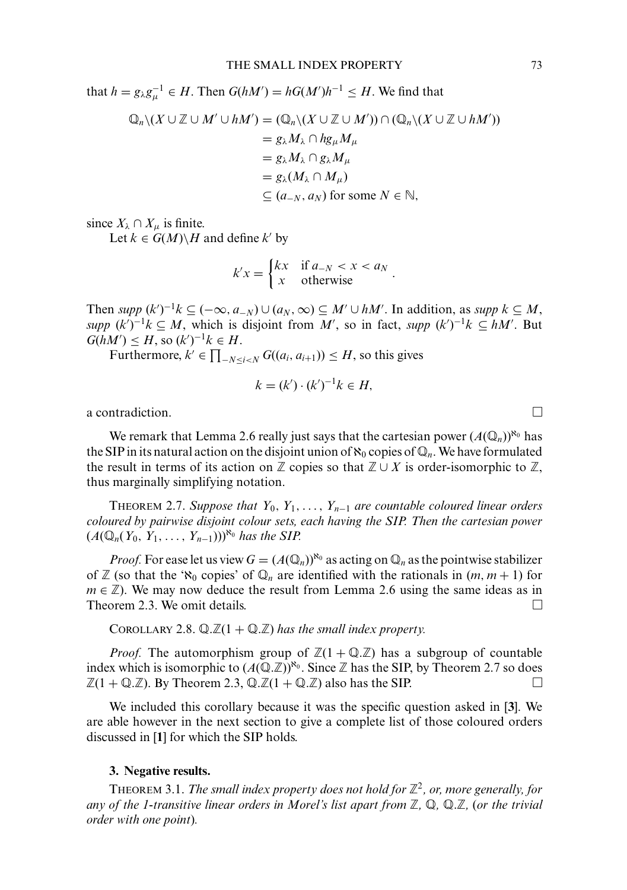that $h = g_\lambda g_\mu^{-1} \in H$. Then $G(hM') = hG(M')h^{-1} \leq H$. We find that

$$
\begin{aligned}
\mathbb{Q}_n \backslash (X \cup \mathbb{Z} \cup M' \cup hM') &= (\mathbb{Q}_n \backslash (X \cup \mathbb{Z} \cup M')) \cap (\mathbb{Q}_n \backslash (X \cup \mathbb{Z} \cup hM')) \\
&= g_\lambda M_\lambda \cap h g_\mu M_\mu \\
&= g_\lambda M_\lambda \cap g_\lambda M_\mu \\
&= g_\lambda (M_\lambda \cap M_\mu) \\
&\subseteq (a_{-N}, a_N) \text{ for some } N \in \mathbb{N},
\end{aligned}
$$

since $X_\lambda \cap X_\mu$ is finite.

Let $k \in G(M) \backslash H$ and define $k'$ by

$$
k'x = \begin{cases} kx & \text{if } a_{-N} < x < a_N \\ x & \text{otherwise} \end{cases}.
$$

Then *supp* $(k')^{-1}k \subseteq (-\infty, a_{-N}) \cup (a_N, \infty) \subseteq M' \cup hM'$. In addition, as *supp* $k \subseteq M$, *supp* $(k')^{-1}k \subseteq M$, which is disjoint from $M'$, so in fact, *supp* $(k')^{-1}k \subseteq hM'$. But $G(hM') \leq H$, so $(k')^{-1}k \in H$.

Furthermore, $k' \in \prod_{-N \leq i < N} G((a_i, a_{i+1})) \leq H$, so this gives

$$
k = (k') \cdot (k')^{-1}k \in H,
$$

a contradiction. □

We remark that Lemma 2.6 really just says that the cartesian power $(A(\mathbb{Q}_n))^{\aleph_0}$ has the SIP in its natural action on the disjoint union of $\aleph_0$ copies of $\mathbb{Q}_n$. We have formulated the result in terms of its action on $\mathbb{Z}$ copies so that $\mathbb{Z} \cup X$ is order-isomorphic to $\mathbb{Z}$, thus marginally simplifying notation.

THEOREM 2.7. *Suppose that $Y_0, Y_1, \ldots, Y_{n-1}$ are countable coloured linear orders coloured by pairwise disjoint colour sets, each having the SIP. Then the cartesian power $(A(\mathbb{Q}_n(Y_0, Y_1, \ldots, Y_{n-1})))^{\aleph_0}$ has the SIP.*

*Proof.* For ease let us view $G = (A(\mathbb{Q}_n))^{\aleph_0}$ as acting on $\mathbb{Q}_n$ as the pointwise stabilizer of $\mathbb{Z}$ (so that the '$\aleph_0$ copies' of $\mathbb{Q}_n$ are identified with the rationals in $(m, m+1)$ for $m \in \mathbb{Z}$). We may now deduce the result from Lemma 2.6 using the same ideas as in Theorem 2.3. We omit details. □

COROLLARY 2.8. *$\mathbb{Q}.\mathbb{Z}(1 + \mathbb{Q}.\mathbb{Z})$ has the small index property.*

*Proof.* The automorphism group of $\mathbb{Z}(1 + \mathbb{Q}.\mathbb{Z})$ has a subgroup of countable index which is isomorphic to $(A(\mathbb{Q}.\mathbb{Z}))^{\aleph_0}$. Since $\mathbb{Z}$ has the SIP, by Theorem 2.7 so does $\mathbb{Z}(1 + \mathbb{Q}.\mathbb{Z})$. By Theorem 2.3, $\mathbb{Q}.\mathbb{Z}(1 + \mathbb{Q}.\mathbb{Z})$ also has the SIP. □

We included this corollary because it was the specific question asked in [**3**]. We are able however in the next section to give a complete list of those coloured orders discussed in [**1**] for which the SIP holds.

## 3. Negative results.

THEOREM 3.1. *The small index property does not hold for $\mathbb{Z}^2$, or, more generally, for any of the 1-transitive linear orders in Morel's list apart from $\mathbb{Z}$, $\mathbb{Q}$, $\mathbb{Q}.\mathbb{Z}$, (or the trivial order with one point).*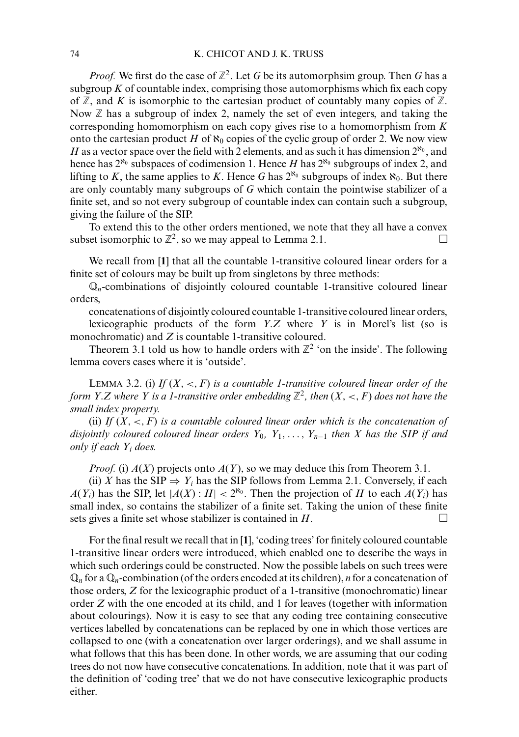*Proof.* We first do the case of $\mathbb{Z}^2$. Let $G$ be its automorphsim group. Then $G$ has a subgroup $K$ of countable index, comprising those automorphisms which fix each copy of $\mathbb{Z}$, and $K$ is isomorphic to the cartesian product of countably many copies of $\mathbb{Z}$. Now $\mathbb{Z}$ has a subgroup of index 2, namely the set of even integers, and taking the corresponding homomorphism on each copy gives rise to a homomorphism from $K$ onto the cartesian product $H$ of $\aleph_0$ copies of the cyclic group of order 2. We now view $H$ as a vector space over the field with 2 elements, and as such it has dimension $2^{\aleph_0}$, and hence has $2^{\aleph_0}$ subspaces of codimension 1. Hence $H$ has $2^{\aleph_0}$ subgroups of index 2, and lifting to $K$, the same applies to $K$. Hence $G$ has $2^{\aleph_0}$ subgroups of index $\aleph_0$. But there are only countably many subgroups of $G$ which contain the pointwise stabilizer of a finite set, and so not every subgroup of countable index can contain such a subgroup, giving the failure of the SIP.

To extend this to the other orders mentioned, we note that they all have a convex subset isomorphic to $\mathbb{Z}^2$, so we may appeal to Lemma 2.1. □

We recall from [**1**] that all the countable 1-transitive coloured linear orders for a finite set of colours may be built up from singletons by three methods:

$\mathbb{Q}_n$-combinations of disjointly coloured countable 1-transitive coloured linear orders,

concatenations of disjointly coloured countable 1-transitive coloured linear orders,

lexicographic products of the form $Y.Z$ where $Y$ is in Morel's list (so is monochromatic) and $Z$ is countable 1-transitive coloured.

Theorem 3.1 told us how to handle orders with $\mathbb{Z}^2$ 'on the inside'. The following lemma covers cases where it is 'outside'.

LEMMA 3.2. (i) *If* $(X, <, F)$ *is a countable 1-transitive coloured linear order of the form* $Y.Z$ *where* $Y$ *is a 1-transitive order embedding* $\mathbb{Z}^2$*, then* $(X, <, F)$ *does not have the small index property.*

(ii) *If* $(X, <, F)$ *is a countable coloured linear order which is the concatenation of disjointly coloured coloured linear orders* $Y_0, Y_1, \ldots, Y_{n-1}$ *then* $X$ *has the SIP if and only if each* $Y_i$ *does.*

*Proof.* (i) $A(X)$ projects onto $A(Y)$, so we may deduce this from Theorem 3.1.

(ii) $X$ has the SIP $\Rightarrow$ $Y_i$ has the SIP follows from Lemma 2.1. Conversely, if each $A(Y_i)$ has the SIP, let $|A(X) : H| < 2^{\aleph_0}$. Then the projection of $H$ to each $A(Y_i)$ has small index, so contains the stabilizer of a finite set. Taking the union of these finite sets gives a finite set whose stabilizer is contained in $H$. □

For the final result we recall that in [**1**], 'coding trees' for finitely coloured countable 1-transitive linear orders were introduced, which enabled one to describe the ways in which such orderings could be constructed. Now the possible labels on such trees were $\mathbb{Q}_n$ for a $\mathbb{Q}_n$-combination (of the orders encoded at its children), $n$ for a concatenation of those orders, $Z$ for the lexicographic product of a 1-transitive (monochromatic) linear order $Z$ with the one encoded at its child, and 1 for leaves (together with information about colourings). Now it is easy to see that any coding tree containing consecutive vertices labelled by concatenations can be replaced by one in which those vertices are collapsed to one (with a concatenation over larger orderings), and we shall assume in what follows that this has been done. In other words, we are assuming that our coding trees do not now have consecutive concatenations. In addition, note that it was part of the definition of 'coding tree' that we do not have consecutive lexicographic products either.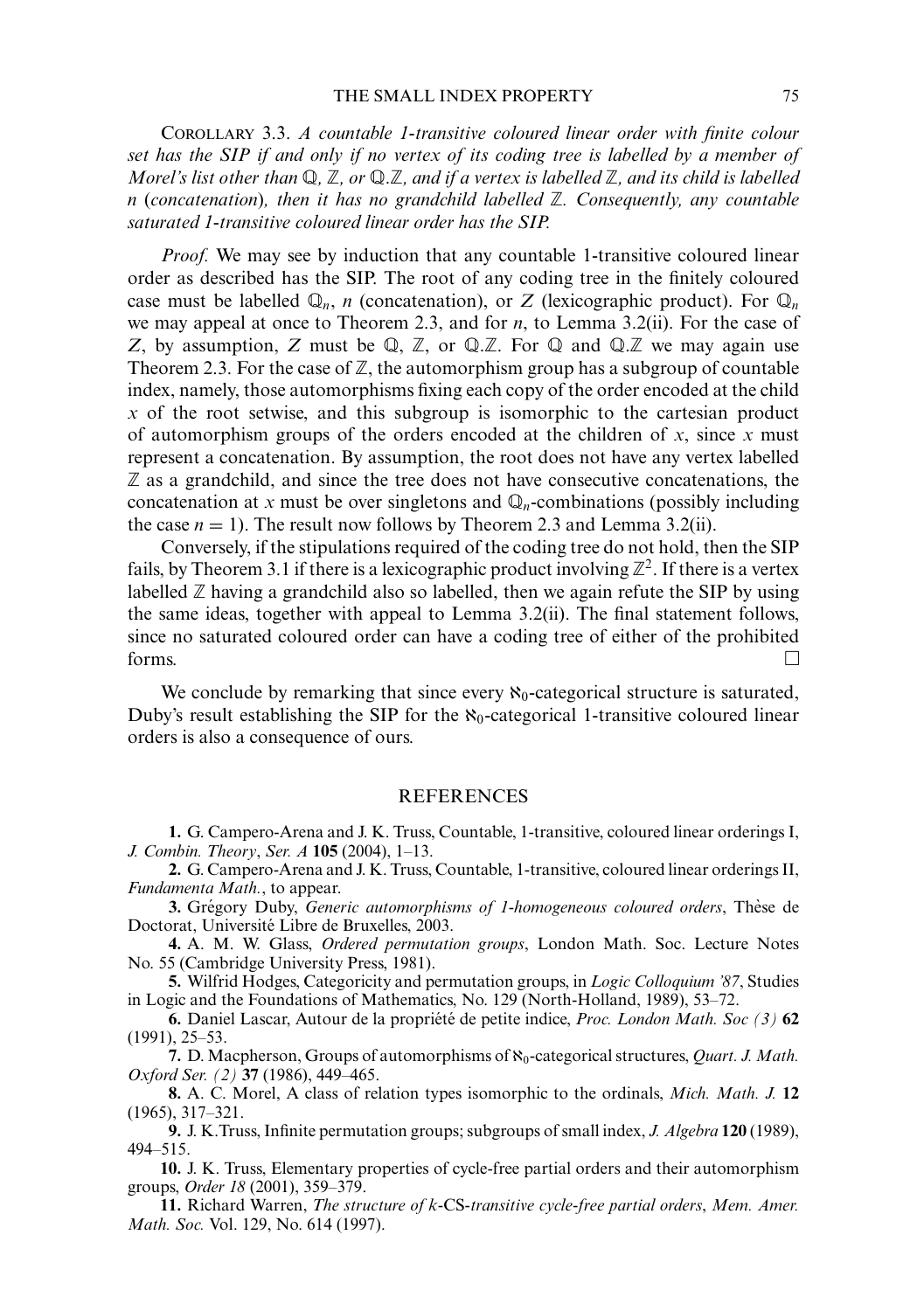Corollary 3.3. *A countable 1-transitive coloured linear order with finite colour set has the SIP if and only if no vertex of its coding tree is labelled by a member of Morel's list other than $\mathbb{Q}$, $\mathbb{Z}$, or $\mathbb{Q}.\mathbb{Z}$, and if a vertex is labelled $\mathbb{Z}$, and its child is labelled $n$ (concatenation), then it has no grandchild labelled $\mathbb{Z}$. Consequently, any countable saturated 1-transitive coloured linear order has the SIP.*

*Proof.* We may see by induction that any countable 1-transitive coloured linear order as described has the SIP. The root of any coding tree in the finitely coloured case must be labelled $\mathbb{Q}_n$, $n$ (concatenation), or $Z$ (lexicographic product). For $\mathbb{Q}_n$ we may appeal at once to Theorem 2.3, and for $n$, to Lemma 3.2(ii). For the case of $Z$, by assumption, $Z$ must be $\mathbb{Q}$, $\mathbb{Z}$, or $\mathbb{Q}.\mathbb{Z}$. For $\mathbb{Q}$ and $\mathbb{Q}.\mathbb{Z}$ we may again use Theorem 2.3. For the case of $\mathbb{Z}$, the automorphism group has a subgroup of countable index, namely, those automorphisms fixing each copy of the order encoded at the child $x$ of the root setwise, and this subgroup is isomorphic to the cartesian product of automorphism groups of the orders encoded at the children of $x$, since $x$ must represent a concatenation. By assumption, the root does not have any vertex labelled $\mathbb{Z}$ as a grandchild, and since the tree does not have consecutive concatenations, the concatenation at $x$ must be over singletons and $\mathbb{Q}_n$-combinations (possibly including the case $n = 1$). The result now follows by Theorem 2.3 and Lemma 3.2(ii).

Conversely, if the stipulations required of the coding tree do not hold, then the SIP fails, by Theorem 3.1 if there is a lexicographic product involving $\mathbb{Z}^2$. If there is a vertex labelled $\mathbb{Z}$ having a grandchild also so labelled, then we again refute the SIP by using the same ideas, together with appeal to Lemma 3.2(ii). The final statement follows, since no saturated coloured order can have a coding tree of either of the prohibited forms. □

We conclude by remarking that since every $\aleph_0$-categorical structure is saturated, Duby's result establishing the SIP for the $\aleph_0$-categorical 1-transitive coloured linear orders is also a consequence of ours.

## REFERENCES

**1.** G. Campero-Arena and J. K. Truss, Countable, 1-transitive, coloured linear orderings I, *J. Combin. Theory*, *Ser. A* **105** (2004), 1–13.

**2.** G. Campero-Arena and J. K. Truss, Countable, 1-transitive, coloured linear orderings II, *Fundamenta Math.*, to appear.

**3.** Grégory Duby, *Generic automorphisms of 1-homogeneous coloured orders*, Thèse de Doctorat, Université Libre de Bruxelles, 2003.

**4.** A. M. W. Glass, *Ordered permutation groups*, London Math. Soc. Lecture Notes No. 55 (Cambridge University Press, 1981).

**5.** Wilfrid Hodges, Categoricity and permutation groups, in *Logic Colloquium '87*, Studies in Logic and the Foundations of Mathematics, No. 129 (North-Holland, 1989), 53–72.

**6.** Daniel Lascar, Autour de la propriété de petite indice, *Proc. London Math. Soc (3)* **62** (1991), 25–53.

**7.** D. Macpherson, Groups of automorphisms of $\aleph_0$-categorical structures, *Quart. J. Math. Oxford Ser. (2)* **37** (1986), 449–465.

**8.** A. C. Morel, A class of relation types isomorphic to the ordinals, *Mich. Math. J.* **12** (1965), 317–321.

**9.** J. K. Truss, Infinite permutation groups; subgroups of small index, *J. Algebra* **120** (1989), 494–515.

**10.** J. K. Truss, Elementary properties of cycle-free partial orders and their automorphism groups, *Order 18* (2001), 359–379.

**11.** Richard Warren, *The structure of k-CS-transitive cycle-free partial orders*, *Mem. Amer. Math. Soc.* Vol. 129, No. 614 (1997).